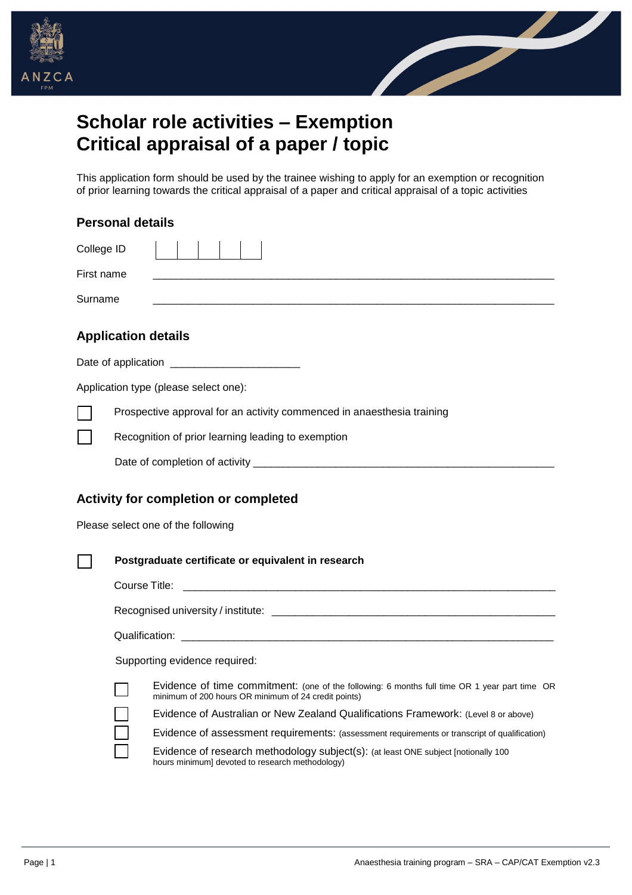# Scholar role activities – Exemption Critical appraisal of a paper / topic

This application form should be used by the trainee wishing to apply for an exemption or recognition of prior learning towards the critical appraisal of a paper and critical appraisal of a topic activities

## Personal details

College ID | | | | | |

First name ______________________________________________________________________

Surname ______________________________________________________________________

## Application details

Date of application ______________________

Application type (please select one):

☐ Prospective approval for an activity commenced in anaesthesia training

☐ Recognition of prior learning leading to exemption

Date of completion of activity ______________________________________________________

## Activity for completion or completed

Please select one of the following

☐ **Postgraduate certificate or equivalent in research**

Course Title: ______________________________________________________________

Recognised university / institute: ___________________________________________________

Qualification: ______________________________________________________________

Supporting evidence required:

☐ Evidence of time commitment: (one of the following: 6 months full time OR 1 year part time OR minimum of 200 hours OR minimum of 24 credit points)

☐ Evidence of Australian or New Zealand Qualifications Framework: (Level 8 or above)

☐ Evidence of assessment requirements: (assessment requirements or transcript of qualification)

☐ Evidence of research methodology subject(s): (at least ONE subject [notionally 100 hours minimum] devoted to research methodology)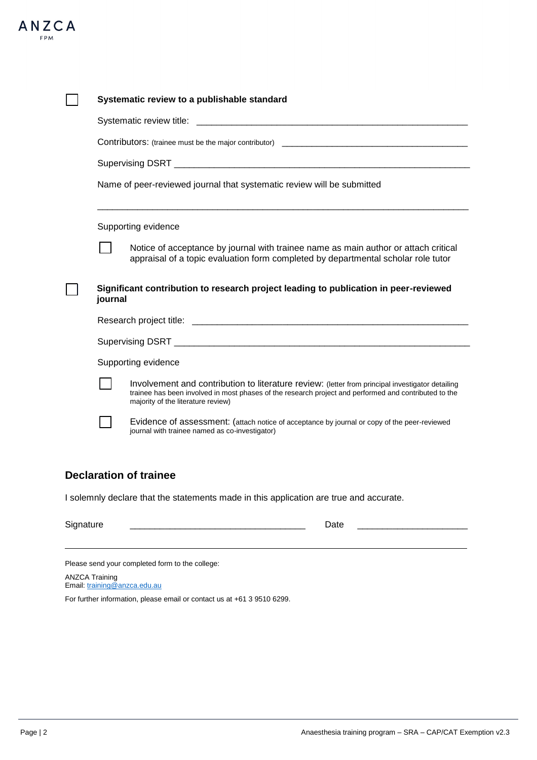☐ **Systematic review to a publishable standard**

Systematic review title: ____________________________________________

Contributors: (trainee must be the major contributor) ______________________________

Supervising DSRT ____________________________________________

Name of peer-reviewed journal that systematic review will be submitted

____________________________________________

Supporting evidence

☐ Notice of acceptance by journal with trainee name as main author or attach critical appraisal of a topic evaluation form completed by departmental scholar role tutor

☐ **Significant contribution to research project leading to publication in peer-reviewed journal**

Research project title: ____________________________________________

Supervising DSRT ____________________________________________

Supporting evidence

☐ Involvement and contribution to literature review: (letter from principal investigator detailing trainee has been involved in most phases of the research project and performed and contributed to the majority of the literature review)

☐ Evidence of assessment: (attach notice of acceptance by journal or copy of the peer-reviewed journal with trainee named as co-investigator)

## Declaration of trainee

I solemnly declare that the statements made in this application are true and accurate.

Signature ______________________________ Date ____________________

Please send your completed form to the college:

ANZCA Training
Email: training@anzca.edu.au

For further information, please email or contact us at +61 3 9510 6299.